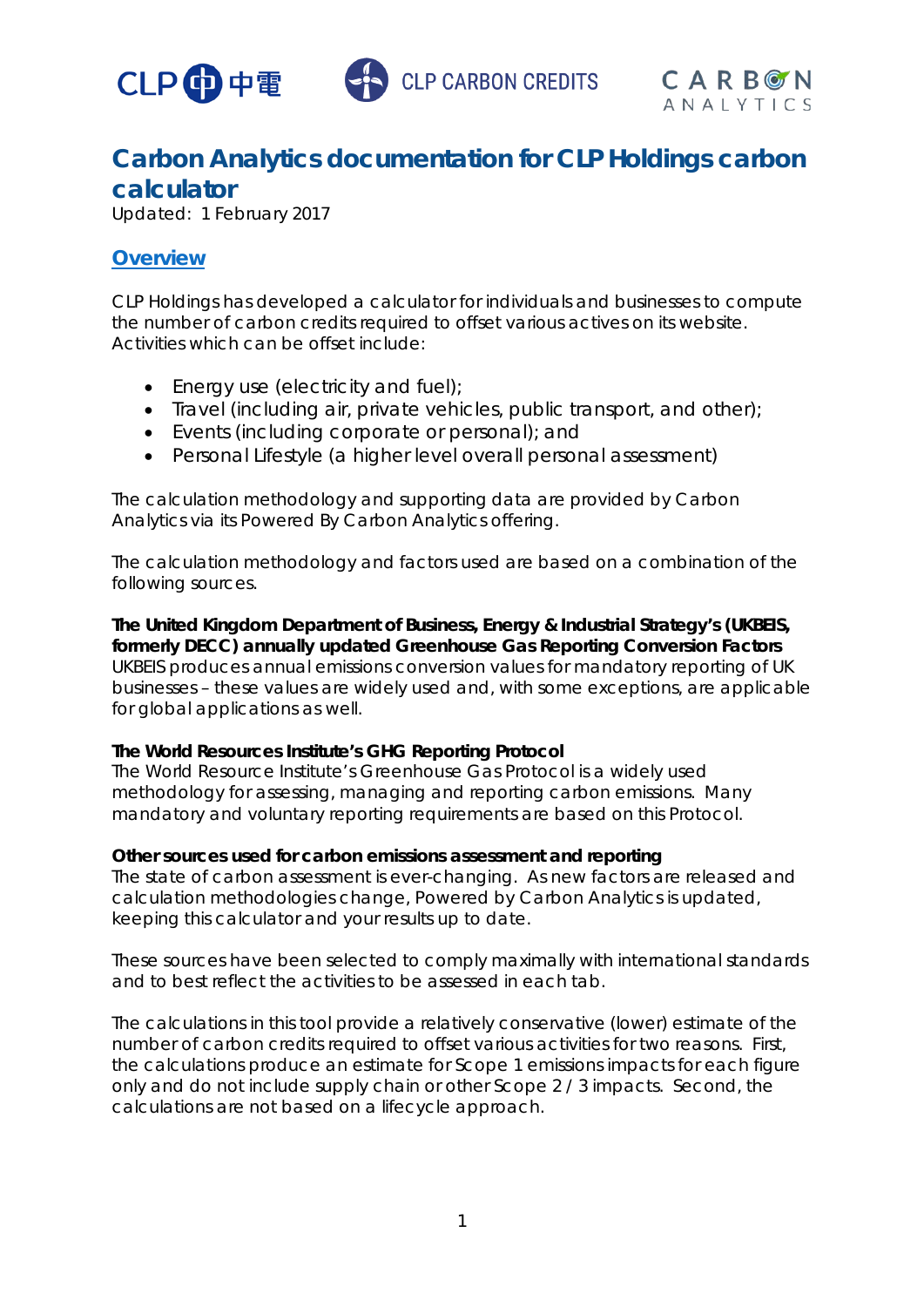# Carbon Analytics documentation for CLP Holdings carbon calculator

Updated: 1 February 2017

## Overview

CLP Holdings has developed a calculator for individuals and businesses to compute the number of carbon credits required to offset various actives on its website. Activities which can be offset include:

- Energy use (electricity and fuel);
- Travel (including air, private vehicles, public transport, and other);
- Events (including corporate or personal); and
- Personal Lifestyle (a higher level overall personal assessment)

The calculation methodology and supporting data are provided by Carbon Analytics via its Powered By Carbon Analytics offering.

The calculation methodology and factors used are based on a combination of the following sources.

**The United Kingdom Department of Business, Energy & Industrial Strategy's (UKBEIS, formerly DECC) annually updated Greenhouse Gas Reporting Conversion Factors**
UKBEIS produces annual emissions conversion values for mandatory reporting of UK businesses – these values are widely used and, with some exceptions, are applicable for global applications as well.

**The World Resources Institute's GHG Reporting Protocol**
The World Resource Institute's Greenhouse Gas Protocol is a widely used methodology for assessing, managing and reporting carbon emissions. Many mandatory and voluntary reporting requirements are based on this Protocol.

**Other sources used for carbon emissions assessment and reporting**
The state of carbon assessment is ever-changing. As new factors are released and calculation methodologies change, Powered by Carbon Analytics is updated, keeping this calculator and your results up to date.

These sources have been selected to comply maximally with international standards and to best reflect the activities to be assessed in each tab.

The calculations in this tool provide a relatively conservative (lower) estimate of the number of carbon credits required to offset various activities for two reasons. First, the calculations produce an estimate for Scope 1 emissions impacts for each figure only and do not include supply chain or other Scope 2 / 3 impacts. Second, the calculations are not based on a lifecycle approach.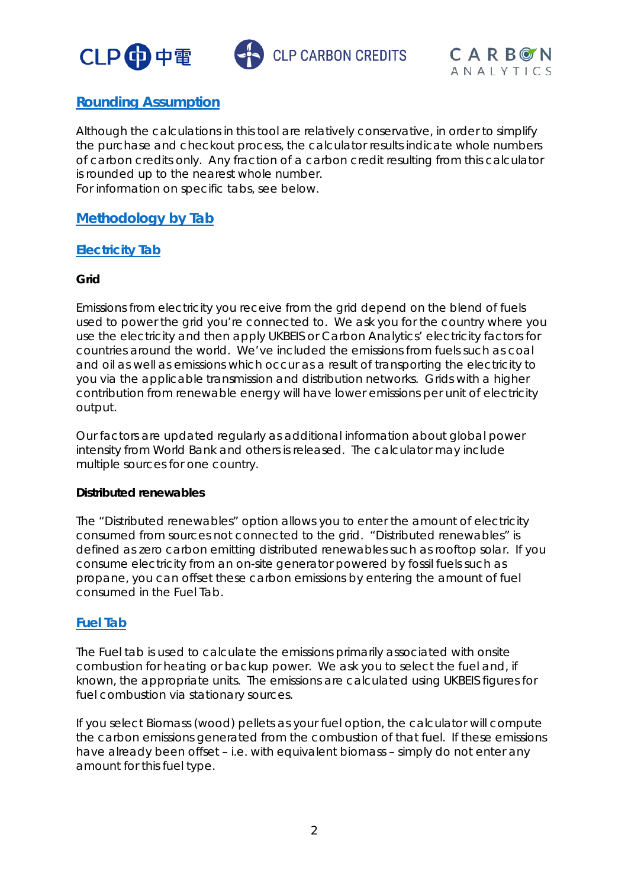## Rounding Assumption

Although the calculations in this tool are relatively conservative, in order to simplify the purchase and checkout process, the calculator results indicate whole numbers of carbon credits only. Any fraction of a carbon credit resulting from this calculator is rounded up to the nearest whole number.
For information on specific tabs, see below.

## Methodology by Tab

### Electricity Tab

**Grid**

Emissions from electricity you receive from the grid depend on the blend of fuels used to power the grid you're connected to. We ask you for the country where you use the electricity and then apply UKBEIS or Carbon Analytics' electricity factors for countries around the world. We've included the emissions from fuels such as coal and oil as well as emissions which occur as a result of transporting the electricity to you via the applicable transmission and distribution networks. Grids with a higher contribution from renewable energy will have lower emissions per unit of electricity output.

Our factors are updated regularly as additional information about global power intensity from World Bank and others is released. The calculator may include multiple sources for one country.

**Distributed renewables**

The "Distributed renewables" option allows you to enter the amount of electricity consumed from sources not connected to the grid. "Distributed renewables" is defined as zero carbon emitting distributed renewables such as rooftop solar. If you consume electricity from an on-site generator powered by fossil fuels such as propane, you can offset these carbon emissions by entering the amount of fuel consumed in the Fuel Tab.

### Fuel Tab

The Fuel tab is used to calculate the emissions primarily associated with onsite combustion for heating or backup power. We ask you to select the fuel and, if known, the appropriate units. The emissions are calculated using UKBEIS figures for fuel combustion via stationary sources.

If you select Biomass (wood) pellets as your fuel option, the calculator will compute the carbon emissions generated from the combustion of that fuel. If these emissions have already been offset – i.e. with equivalent biomass – simply do not enter any amount for this fuel type.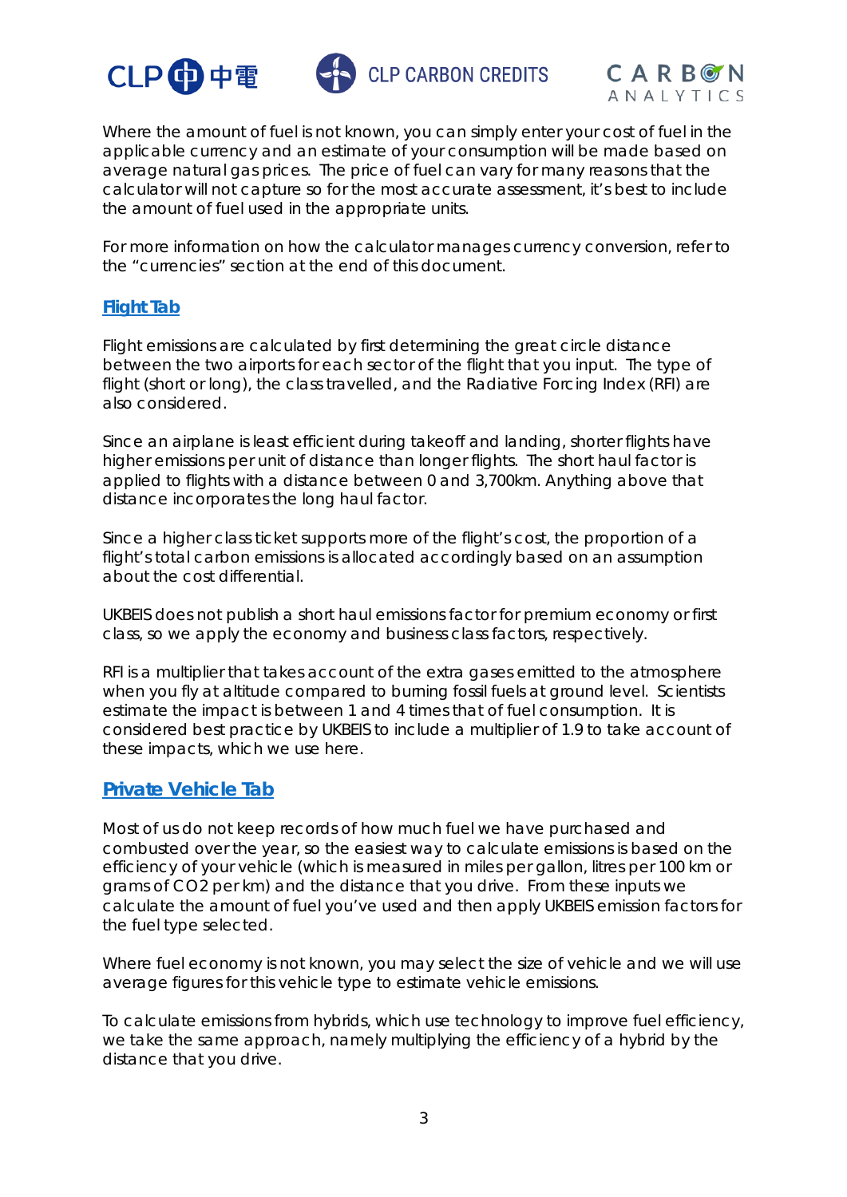Where the amount of fuel is not known, you can simply enter your cost of fuel in the applicable currency and an estimate of your consumption will be made based on average natural gas prices. The price of fuel can vary for many reasons that the calculator will not capture so for the most accurate assessment, it's best to include the amount of fuel used in the appropriate units.

For more information on how the calculator manages currency conversion, refer to the "currencies" section at the end of this document.

## Flight Tab

Flight emissions are calculated by first determining the great circle distance between the two airports for each sector of the flight that you input. The type of flight (short or long), the class travelled, and the Radiative Forcing Index (RFI) are also considered.

Since an airplane is least efficient during takeoff and landing, shorter flights have higher emissions per unit of distance than longer flights. The short haul factor is applied to flights with a distance between 0 and 3,700km. Anything above that distance incorporates the long haul factor.

Since a higher class ticket supports more of the flight's cost, the proportion of a flight's total carbon emissions is allocated accordingly based on an assumption about the cost differential.

UKBEIS does not publish a short haul emissions factor for premium economy or first class, so we apply the economy and business class factors, respectively.

RFI is a multiplier that takes account of the extra gases emitted to the atmosphere when you fly at altitude compared to burning fossil fuels at ground level. Scientists estimate the impact is between 1 and 4 times that of fuel consumption. It is considered best practice by UKBEIS to include a multiplier of 1.9 to take account of these impacts, which we use here.

## Private Vehicle Tab

Most of us do not keep records of how much fuel we have purchased and combusted over the year, so the easiest way to calculate emissions is based on the efficiency of your vehicle (which is measured in miles per gallon, litres per 100 km or grams of $CO_2$ per km) and the distance that you drive. From these inputs we calculate the amount of fuel you've used and then apply UKBEIS emission factors for the fuel type selected.

Where fuel economy is not known, you may select the size of vehicle and we will use average figures for this vehicle type to estimate vehicle emissions.

To calculate emissions from hybrids, which use technology to improve fuel efficiency, we take the same approach, namely multiplying the efficiency of a hybrid by the distance that you drive.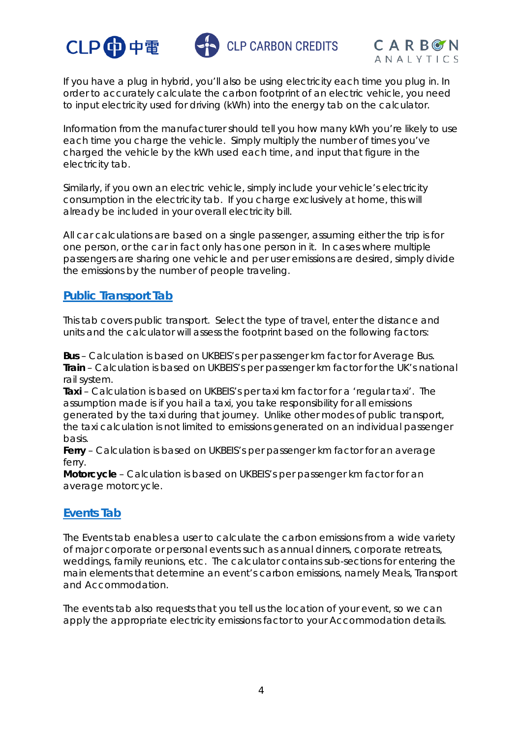If you have a plug in hybrid, you'll also be using electricity each time you plug in. In order to accurately calculate the carbon footprint of an electric vehicle, you need to input electricity used for driving (kWh) into the energy tab on the calculator.

Information from the manufacturer should tell you how many kWh you're likely to use each time you charge the vehicle. Simply multiply the number of times you've charged the vehicle by the kWh used each time, and input that figure in the electricity tab.

Similarly, if you own an electric vehicle, simply include your vehicle's electricity consumption in the electricity tab. If you charge exclusively at home, this will already be included in your overall electricity bill.

All car calculations are based on a single passenger, assuming either the trip is for one person, or the car in fact only has one person in it. In cases where multiple passengers are sharing one vehicle and per user emissions are desired, simply divide the emissions by the number of people traveling.

## Public Transport Tab

This tab covers public transport. Select the type of travel, enter the distance and units and the calculator will assess the footprint based on the following factors:

**Bus** – Calculation is based on UKBEIS's per passenger km factor for Average Bus.
**Train** – Calculation is based on UKBEIS's per passenger km factor for the UK's national rail system.
**Taxi** – Calculation is based on UKBEIS's per taxi km factor for a 'regular taxi'. The assumption made is if you hail a taxi, you take responsibility for all emissions generated by the taxi during that journey. Unlike other modes of public transport, the taxi calculation is not limited to emissions generated on an individual passenger basis.
**Ferry** – Calculation is based on UKBEIS's per passenger km factor for an average ferry.
**Motorcycle** – Calculation is based on UKBEIS's per passenger km factor for an average motorcycle.

## Events Tab

The Events tab enables a user to calculate the carbon emissions from a wide variety of major corporate or personal events such as annual dinners, corporate retreats, weddings, family reunions, etc. The calculator contains sub-sections for entering the main elements that determine an event's carbon emissions, namely Meals, Transport and Accommodation.

The events tab also requests that you tell us the location of your event, so we can apply the appropriate electricity emissions factor to your Accommodation details.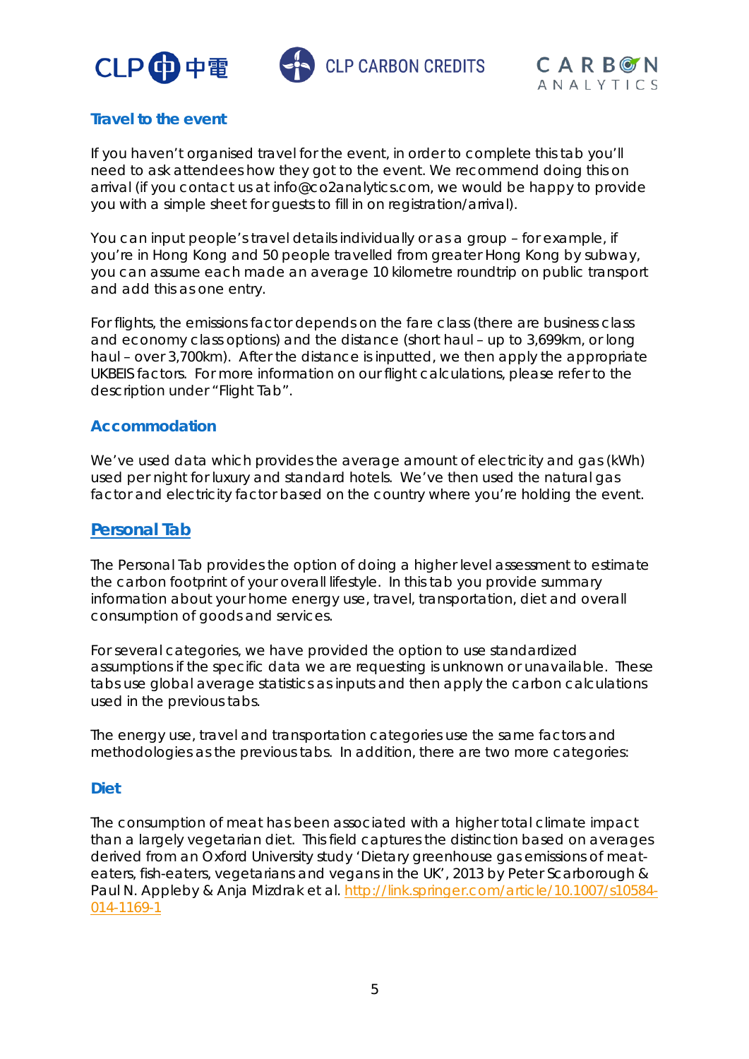### Travel to the event

If you haven't organised travel for the event, in order to complete this tab you'll need to ask attendees how they got to the event. We recommend doing this on arrival (if you contact us at info@co2analytics.com, we would be happy to provide you with a simple sheet for guests to fill in on registration/arrival).

You can input people's travel details individually or as a group – for example, if you're in Hong Kong and 50 people travelled from greater Hong Kong by subway, you can assume each made an average 10 kilometre roundtrip on public transport and add this as one entry.

For flights, the emissions factor depends on the fare class (there are business class and economy class options) and the distance (short haul – up to 3,699km, or long haul – over 3,700km). After the distance is inputted, we then apply the appropriate UKBEIS factors. For more information on our flight calculations, please refer to the description under "Flight Tab".

### Accommodation

We've used data which provides the average amount of electricity and gas (kWh) used per night for luxury and standard hotels. We've then used the natural gas factor and electricity factor based on the country where you're holding the event.

## Personal Tab

The Personal Tab provides the option of doing a higher level assessment to estimate the carbon footprint of your overall lifestyle. In this tab you provide summary information about your home energy use, travel, transportation, diet and overall consumption of goods and services.

For several categories, we have provided the option to use standardized assumptions if the specific data we are requesting is unknown or unavailable. These tabs use global average statistics as inputs and then apply the carbon calculations used in the previous tabs.

The energy use, travel and transportation categories use the same factors and methodologies as the previous tabs. In addition, there are two more categories:

### Diet

The consumption of meat has been associated with a higher total climate impact than a largely vegetarian diet. This field captures the distinction based on averages derived from an Oxford University study 'Dietary greenhouse gas emissions of meat-eaters, fish-eaters, vegetarians and vegans in the UK', 2013 by Peter Scarborough & Paul N. Appleby & Anja Mizdrak et al. http://link.springer.com/article/10.1007/s10584-014-1169-1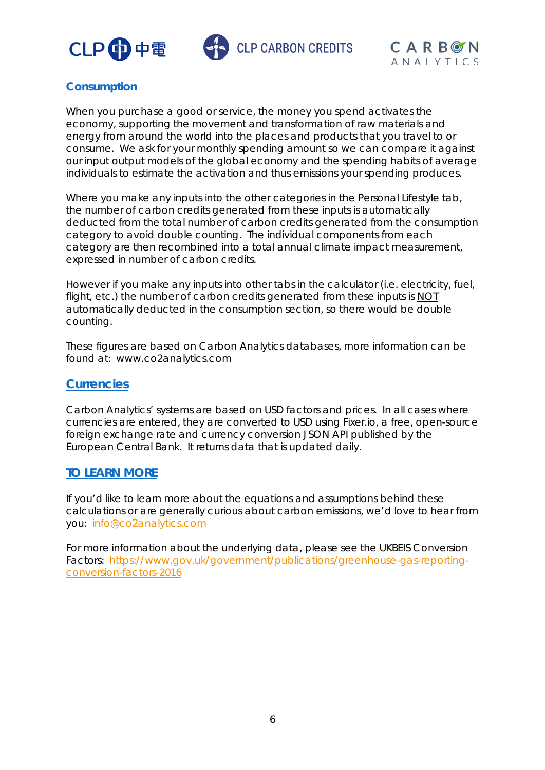### Consumption

When you purchase a good or service, the money you spend activates the economy, supporting the movement and transformation of raw materials and energy from around the world into the places and products that you travel to or consume. We ask for your monthly spending amount so we can compare it against our input output models of the global economy and the spending habits of average individuals to estimate the activation and thus emissions your spending produces.

Where you make any inputs into the other categories in the Personal Lifestyle tab, the number of carbon credits generated from these inputs is automatically deducted from the total number of carbon credits generated from the consumption category to avoid double counting. The individual components from each category are then recombined into a total annual climate impact measurement, expressed in number of carbon credits.

However if you make any inputs into other tabs in the calculator (i.e. electricity, fuel, flight, etc.) the number of carbon credits generated from these inputs is NOT automatically deducted in the consumption section, so there would be double counting.

These figures are based on Carbon Analytics databases, more information can be found at: www.co2analytics.com

### Currencies

Carbon Analytics' systems are based on USD factors and prices. In all cases where currencies are entered, they are converted to USD using Fixer.io, a free, open-source foreign exchange rate and currency conversion JSON API published by the European Central Bank. It returns data that is updated daily.

### TO LEARN MORE

If you'd like to learn more about the equations and assumptions behind these calculations or are generally curious about carbon emissions, we'd love to hear from you: info@co2analytics.com

For more information about the underlying data, please see the UKBEIS Conversion Factors: https://www.gov.uk/government/publications/greenhouse-gas-reporting-conversion-factors-2016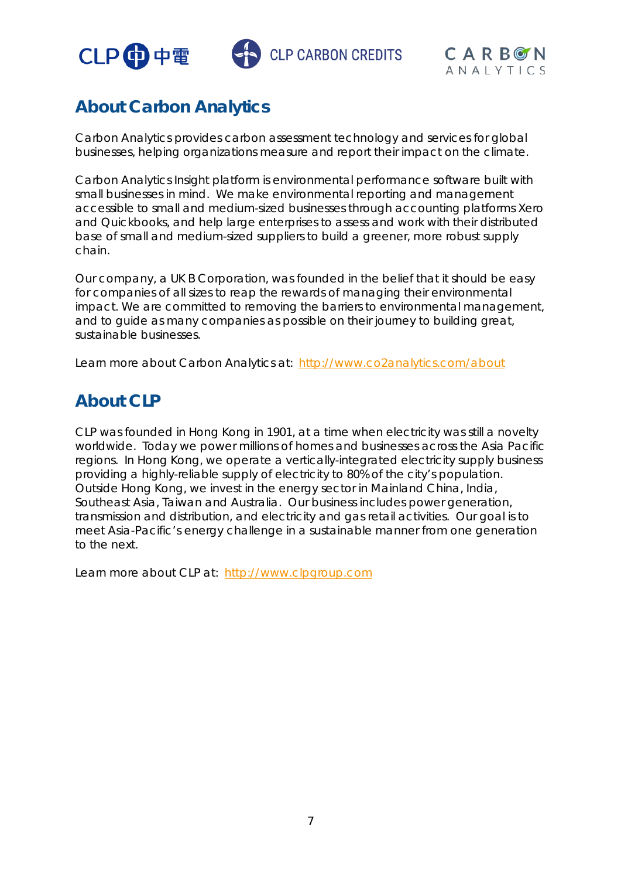## About Carbon Analytics

Carbon Analytics provides carbon assessment technology and services for global businesses, helping organizations measure and report their impact on the climate.

Carbon Analytics Insight platform is environmental performance software built with small businesses in mind. We make environmental reporting and management accessible to small and medium-sized businesses through accounting platforms Xero and Quickbooks, and help large enterprises to assess and work with their distributed base of small and medium-sized suppliers to build a greener, more robust supply chain.

Our company, a UK B Corporation, was founded in the belief that it should be easy for companies of all sizes to reap the rewards of managing their environmental impact. We are committed to removing the barriers to environmental management, and to guide as many companies as possible on their journey to building great, sustainable businesses.

Learn more about Carbon Analytics at: http://www.co2analytics.com/about

## About CLP

CLP was founded in Hong Kong in 1901, at a time when electricity was still a novelty worldwide. Today we power millions of homes and businesses across the Asia Pacific regions. In Hong Kong, we operate a vertically-integrated electricity supply business providing a highly-reliable supply of electricity to 80% of the city's population. Outside Hong Kong, we invest in the energy sector in Mainland China, India, Southeast Asia, Taiwan and Australia. Our business includes power generation, transmission and distribution, and electricity and gas retail activities. Our goal is to meet Asia-Pacific's energy challenge in a sustainable manner from one generation to the next.

Learn more about CLP at: http://www.clpgroup.com